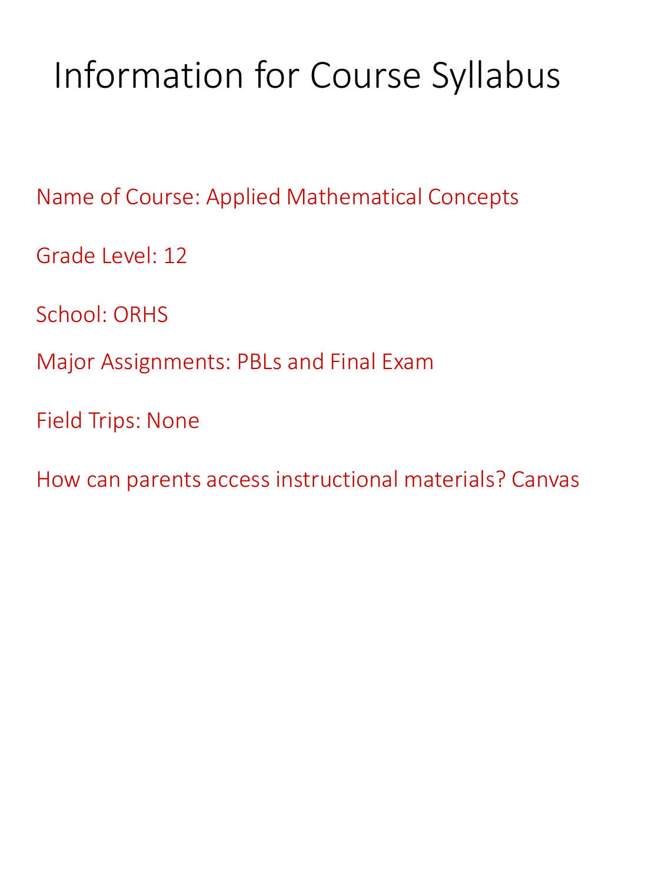# Information for Course Syllabus

Name of Course: Applied Mathematical Concepts

Grade Level: 12

School: ORHS

Major Assignments: PBLs and Final Exam

Field Trips: None

How can parents access instructional materials? Canvas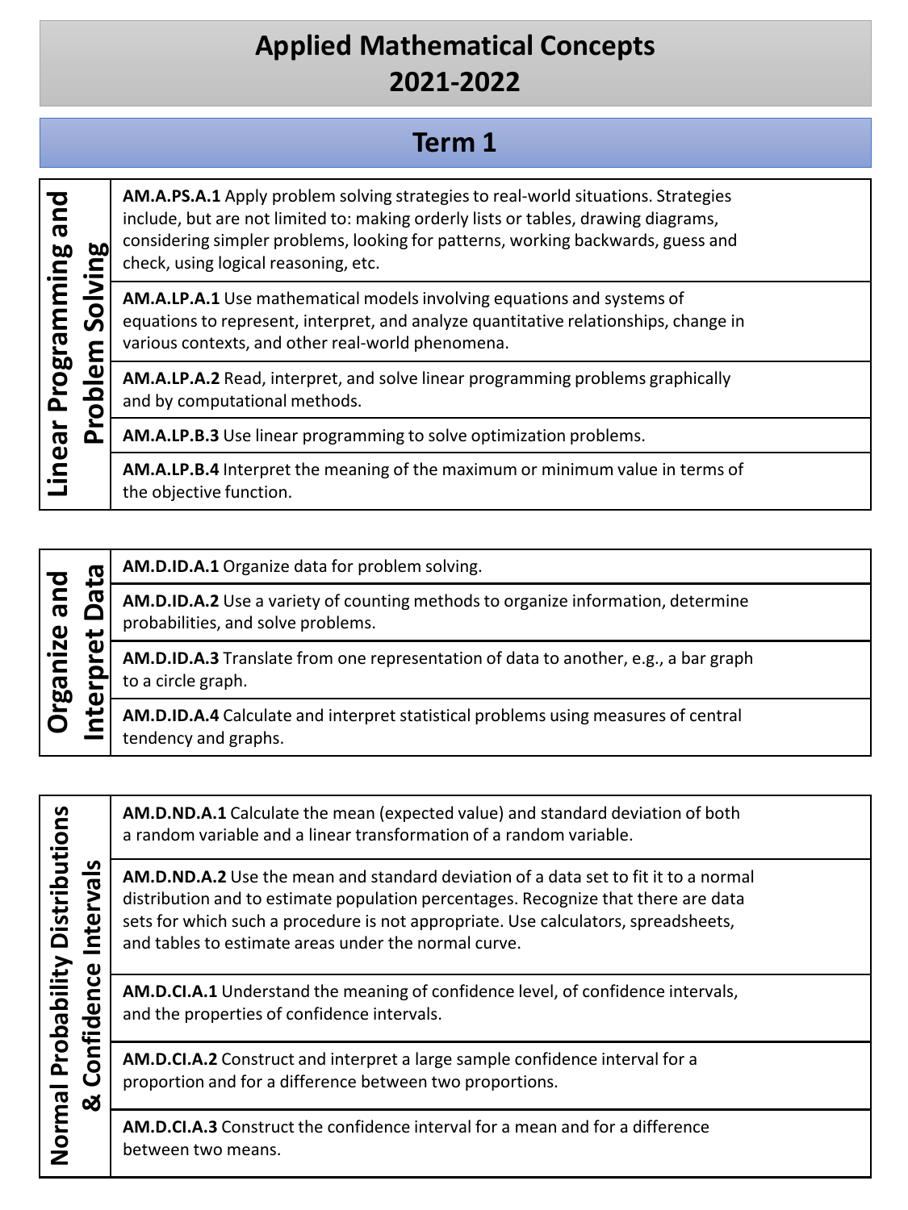# Applied Mathematical Concepts 2021-2022

## Term 1

| Linear Programming and Problem Solving | |
|---|---|
| | **AM.A.PS.A.1** Apply problem solving strategies to real-world situations. Strategies include, but are not limited to: making orderly lists or tables, drawing diagrams, considering simpler problems, looking for patterns, working backwards, guess and check, using logical reasoning, etc. |
| | **AM.A.LP.A.1** Use mathematical models involving equations and systems of equations to represent, interpret, and analyze quantitative relationships, change in various contexts, and other real-world phenomena. |
| | **AM.A.LP.A.2** Read, interpret, and solve linear programming problems graphically and by computational methods. |
| | **AM.A.LP.B.3** Use linear programming to solve optimization problems. |
| | **AM.A.LP.B.4** Interpret the meaning of the maximum or minimum value in terms of the objective function. |

| Organize and Interpret Data | |
|---|---|
| | **AM.D.ID.A.1** Organize data for problem solving. |
| | **AM.D.ID.A.2** Use a variety of counting methods to organize information, determine probabilities, and solve problems. |
| | **AM.D.ID.A.3** Translate from one representation of data to another, e.g., a bar graph to a circle graph. |
| | **AM.D.ID.A.4** Calculate and interpret statistical problems using measures of central tendency and graphs. |

| Normal Probability Distributions & Confidence Intervals | |
|---|---|
| | **AM.D.ND.A.1** Calculate the mean (expected value) and standard deviation of both a random variable and a linear transformation of a random variable. |
| | **AM.D.ND.A.2** Use the mean and standard deviation of a data set to fit it to a normal distribution and to estimate population percentages. Recognize that there are data sets for which such a procedure is not appropriate. Use calculators, spreadsheets, and tables to estimate areas under the normal curve. |
| | **AM.D.CI.A.1** Understand the meaning of confidence level, of confidence intervals, and the properties of confidence intervals. |
| | **AM.D.CI.A.2** Construct and interpret a large sample confidence interval for a proportion and for a difference between two proportions. |
| | **AM.D.CI.A.3** Construct the confidence interval for a mean and for a difference between two means. |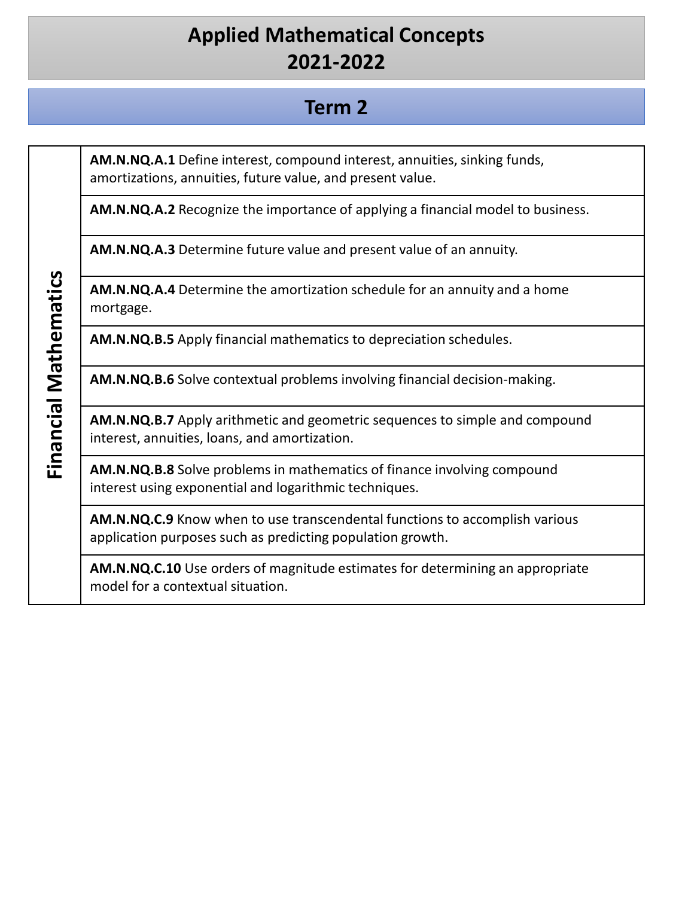# Applied Mathematical Concepts 2021-2022

## Term 2

| Financial Mathematics | |
|---|---|
| | **AM.N.NQ.A.1** Define interest, compound interest, annuities, sinking funds, amortizations, annuities, future value, and present value. |
| | **AM.N.NQ.A.2** Recognize the importance of applying a financial model to business. |
| | **AM.N.NQ.A.3** Determine future value and present value of an annuity. |
| | **AM.N.NQ.A.4** Determine the amortization schedule for an annuity and a home mortgage. |
| | **AM.N.NQ.B.5** Apply financial mathematics to depreciation schedules. |
| | **AM.N.NQ.B.6** Solve contextual problems involving financial decision-making. |
| | **AM.N.NQ.B.7** Apply arithmetic and geometric sequences to simple and compound interest, annuities, loans, and amortization. |
| | **AM.N.NQ.B.8** Solve problems in mathematics of finance involving compound interest using exponential and logarithmic techniques. |
| | **AM.N.NQ.C.9** Know when to use transcendental functions to accomplish various application purposes such as predicting population growth. |
| | **AM.N.NQ.C.10** Use orders of magnitude estimates for determining an appropriate model for a contextual situation. |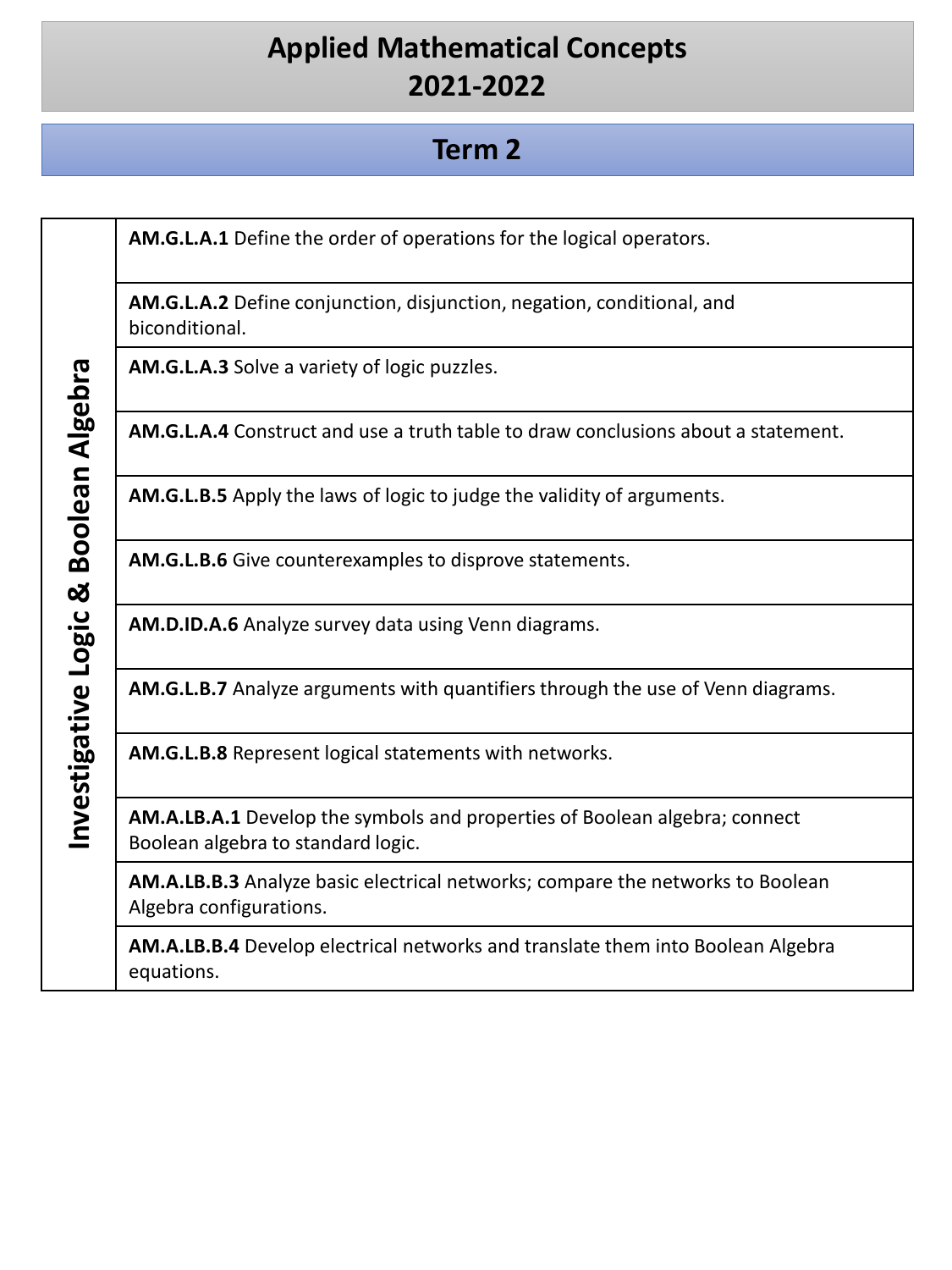# Applied Mathematical Concepts
# 2021-2022

## Term 2

| Investigative Logic & Boolean Algebra | |
|---|---|
| | **AM.G.L.A.1** Define the order of operations for the logical operators. |
| | **AM.G.L.A.2** Define conjunction, disjunction, negation, conditional, and biconditional. |
| | **AM.G.L.A.3** Solve a variety of logic puzzles. |
| | **AM.G.L.A.4** Construct and use a truth table to draw conclusions about a statement. |
| | **AM.G.L.B.5** Apply the laws of logic to judge the validity of arguments. |
| | **AM.G.L.B.6** Give counterexamples to disprove statements. |
| | **AM.D.ID.A.6** Analyze survey data using Venn diagrams. |
| | **AM.G.L.B.7** Analyze arguments with quantifiers through the use of Venn diagrams. |
| | **AM.G.L.B.8** Represent logical statements with networks. |
| | **AM.A.LB.A.1** Develop the symbols and properties of Boolean algebra; connect Boolean algebra to standard logic. |
| | **AM.A.LB.B.3** Analyze basic electrical networks; compare the networks to Boolean Algebra configurations. |
| | **AM.A.LB.B.4** Develop electrical networks and translate them into Boolean Algebra equations. |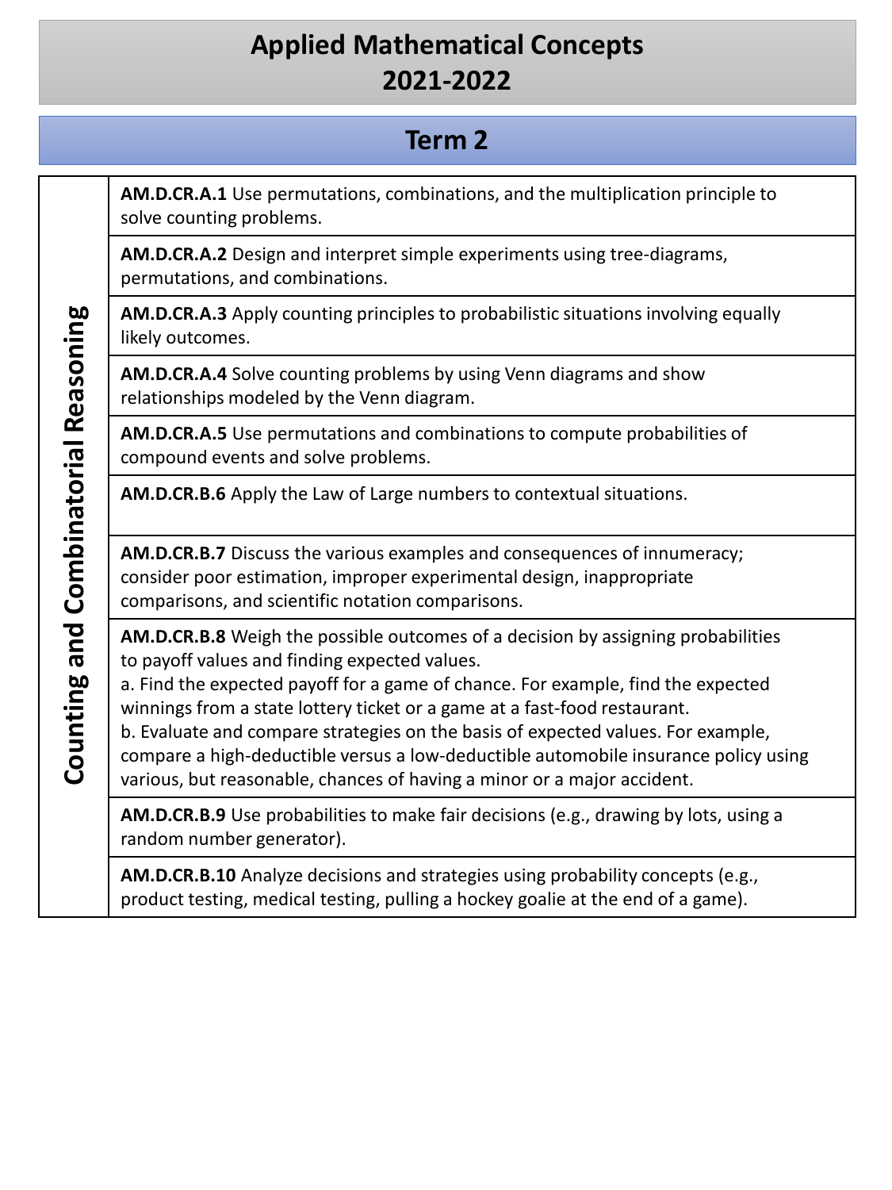# Applied Mathematical Concepts
# 2021-2022

## Term 2

| | |
|---|---|
| **Counting and Combinatorial Reasoning** | **AM.D.CR.A.1** Use permutations, combinations, and the multiplication principle to solve counting problems. |
| | **AM.D.CR.A.2** Design and interpret simple experiments using tree-diagrams, permutations, and combinations. |
| | **AM.D.CR.A.3** Apply counting principles to probabilistic situations involving equally likely outcomes. |
| | **AM.D.CR.A.4** Solve counting problems by using Venn diagrams and show relationships modeled by the Venn diagram. |
| | **AM.D.CR.A.5** Use permutations and combinations to compute probabilities of compound events and solve problems. |
| | **AM.D.CR.B.6** Apply the Law of Large numbers to contextual situations. |
| | **AM.D.CR.B.7** Discuss the various examples and consequences of innumeracy; consider poor estimation, improper experimental design, inappropriate comparisons, and scientific notation comparisons. |
| | **AM.D.CR.B.8** Weigh the possible outcomes of a decision by assigning probabilities to payoff values and finding expected values.<br>a. Find the expected payoff for a game of chance. For example, find the expected winnings from a state lottery ticket or a game at a fast-food restaurant.<br>b. Evaluate and compare strategies on the basis of expected values. For example, compare a high-deductible versus a low-deductible automobile insurance policy using various, but reasonable, chances of having a minor or a major accident. |
| | **AM.D.CR.B.9** Use probabilities to make fair decisions (e.g., drawing by lots, using a random number generator). |
| | **AM.D.CR.B.10** Analyze decisions and strategies using probability concepts (e.g., product testing, medical testing, pulling a hockey goalie at the end of a game). |